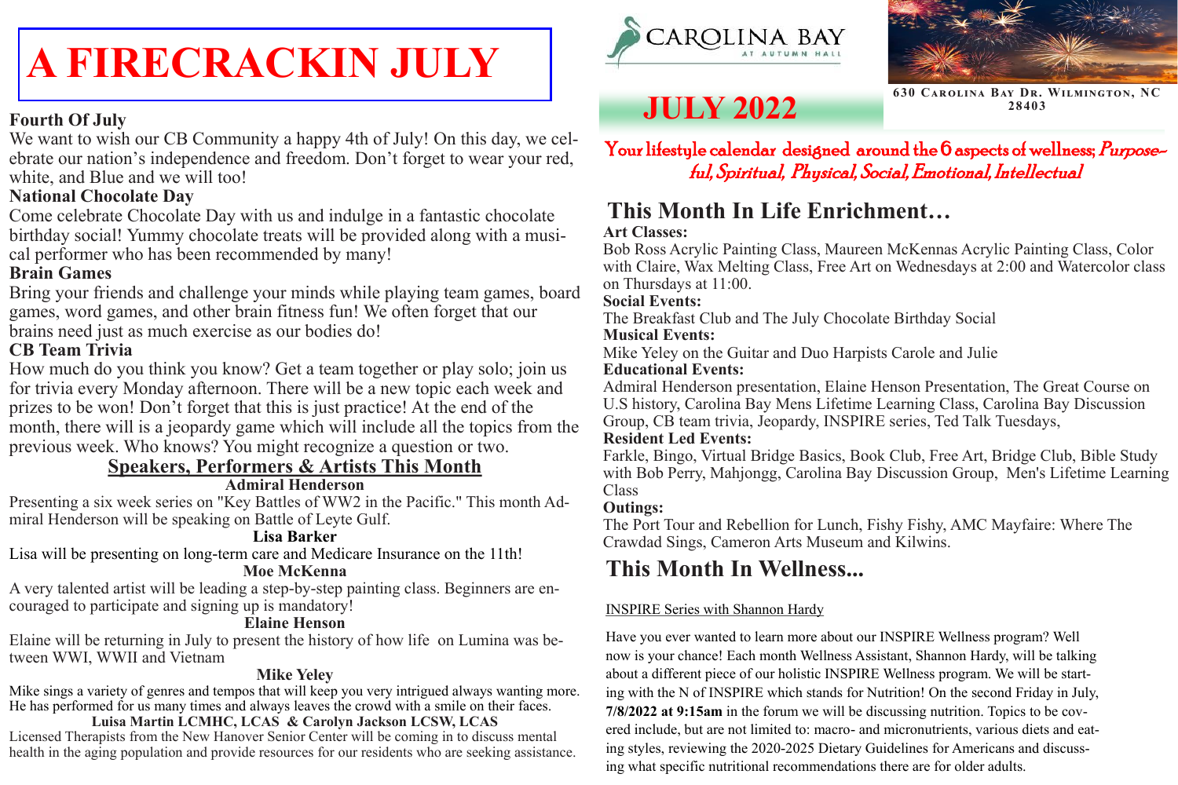# A FIRECRACKIN JULY

**Fourth Of July**

We want to wish our CB Community a happy 4th of July! On this day, we celebrate our nation's independence and freedom. Don't forget to wear your red, white, and Blue and we will too!

**National Chocolate Day**

Come celebrate Chocolate Day with us and indulge in a fantastic chocolate birthday social! Yummy chocolate treats will be provided along with a musical performer who has been recommended by many!

**Brain Games**

Bring your friends and challenge your minds while playing team games, board games, word games, and other brain fitness fun! We often forget that our brains need just as much exercise as our bodies do!

**CB Team Trivia**

How much do you think you know? Get a team together or play solo; join us for trivia every Monday afternoon. There will be a new topic each week and prizes to be won! Don't forget that this is just practice! At the end of the month, there will is a jeopardy game which will include all the topics from the previous week. Who knows? You might recognize a question or two.

## Speakers, Performers & Artists This Month

**Admiral Henderson**

Presenting a six week series on "Key Battles of WW2 in the Pacific." This month Admiral Henderson will be speaking on Battle of Leyte Gulf.

**Lisa Barker**

Lisa will be presenting on long-term care and Medicare Insurance on the 11th!

**Moe McKenna**

A very talented artist will be leading a step-by-step painting class. Beginners are encouraged to participate and signing up is mandatory!

**Elaine Henson**

Elaine will be returning in July to present the history of how life on Lumina was between WWI, WWII and Vietnam

**Mike Yeley**

Mike sings a variety of genres and tempos that will keep you very intrigued always wanting more. He has performed for us many times and always leaves the crowd with a smile on their faces.

**Luisa Martin LCMHC, LCAS & Carolyn Jackson LCSW, LCAS**

Licensed Therapists from the New Hanover Senior Center will be coming in to discuss mental health in the aging population and provide resources for our residents who are seeking assistance.

CAROLINA BAY AT AUTUMN HALL

# JULY 2022

630 Carolina Bay Dr. Wilmington, NC 28403

Your lifestyle calendar designed around the 6 aspects of wellness; *Purposeful, Spiritual, Physical, Social, Emotional, Intellectual*

## This Month In Life Enrichment…

**Art Classes:**

Bob Ross Acrylic Painting Class, Maureen McKennas Acrylic Painting Class, Color with Claire, Wax Melting Class, Free Art on Wednesdays at 2:00 and Watercolor class on Thursdays at 11:00.

**Social Events:**

The Breakfast Club and The July Chocolate Birthday Social

**Musical Events:**

Mike Yeley on the Guitar and Duo Harpists Carole and Julie

**Educational Events:**

Admiral Henderson presentation, Elaine Henson Presentation, The Great Course on U.S history, Carolina Bay Mens Lifetime Learning Class, Carolina Bay Discussion Group, CB team trivia, Jeopardy, INSPIRE series, Ted Talk Tuesdays,

**Resident Led Events:**

Farkle, Bingo, Virtual Bridge Basics, Book Club, Free Art, Bridge Club, Bible Study with Bob Perry, Mahjongg, Carolina Bay Discussion Group, Men's Lifetime Learning Class

**Outings:**

The Port Tour and Rebellion for Lunch, Fishy Fishy, AMC Mayfaire: Where The Crawdad Sings, Cameron Arts Museum and Kilwins.

## This Month In Wellness...

INSPIRE Series with Shannon Hardy

Have you ever wanted to learn more about our INSPIRE Wellness program? Well now is your chance! Each month Wellness Assistant, Shannon Hardy, will be talking about a different piece of our holistic INSPIRE Wellness program. We will be starting with the N of INSPIRE which stands for Nutrition! On the second Friday in July, **7/8/2022 at 9:15am** in the forum we will be discussing nutrition. Topics to be covered include, but are not limited to: macro- and micronutrients, various diets and eating styles, reviewing the 2020-2025 Dietary Guidelines for Americans and discussing what specific nutritional recommendations there are for older adults.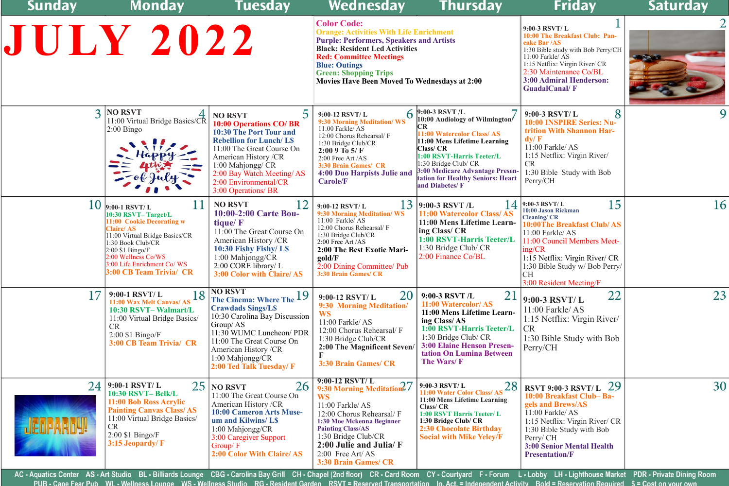# JULY 2022

**Color Code:**
Orange: Activities With Life Enrichment
Purple: Performers, Speakers and Artists
Black: Resident Led Activities
Red: Committee Meetings
Blue: Outings
Green: Shopping Trips
Movies Have Been Moved To Wednesdays at 2:00

| Sunday | Monday | Tuesday | Wednesday | Thursday | Friday | Saturday |
|---|---|---|---|---|---|---|
| | | | | | 1<br>9:00-3 RSVT/ L<br>10:00 The Breakfast Club: Pancake Bar /AS<br>1:30 Bible study with Bob Perry/CH<br>11:00 Farkle/ AS<br>1:15 Netflix: Virgin River/ CR<br>2:30 Maintenance Co/BL<br>3:00 Admiral Henderson: GuadalCanal/ F | 2 |
| 3 | 4<br>NO RSVT<br>11:00 Virtual Bridge Basics/CR<br>2:00 Bingo<br>Happy 4th of July | 5<br>NO RSVT<br>10:00 Operations CO/ BR<br>10:30 The Port Tour and Rebellion for Lunch/ L$<br>11:00 The Great Course On American History /CR<br>1:00 Mahjongg/ CR<br>2:00 Bay Watch Meeting/ AS<br>2:00 Environmental/CR<br>3:00 Operations/ BR | 6<br>9:00-12 RSVT/ L<br>9:30 Morning Meditation/ WS<br>11:00 Farkle/ AS<br>12:00 Chorus Rehearsal/ F<br>1:30 Bridge Club/CR<br>2:00 9 To 5/ F<br>2:00 Free Art /AS<br>3:30 Brain Games/ CR<br>4:00 Duo Harpists Julie and Carole/F | 7<br>9:00-3 RSVT /L<br>10:00 Audiology of Wilmington/ CR<br>11:00 Watercolor Class/ AS<br>11:00 Mens Lifetime Learning Class/ CR<br>1:00 RSVT-Harris Teeter/L<br>1:30 Bridge Club/ CR<br>3:00 Medicare Advantage Presentation for Healthy Seniors: Heart and Diabetes/ F | 8<br>9:00-3 RSVT/ L<br>10:00 INSPIRE Series: Nutrition With Shannon Hardy/ F<br>11:00 Farkle/ AS<br>1:15 Netflix: Virgin River/ CR<br>1:30 Bible Study with Bob Perry/CH | 9 |
| 10 | 11<br>9:00-1 RSVT/ L<br>10:30 RSVT– Target/L<br>11:00 Cookie Decorating w Claire/ AS<br>11:00 Virtual Bridge Basics/CR<br>1:30 Book Club/CR<br>2:00 $1 Bingo/F<br>2:00 Wellness Co/WS<br>3:00 Life Enrichment Co/ WS<br>3:00 CB Team Trivia/ CR | 12<br>NO RSVT<br>10:00-2:00 Carte Boutique/ F<br>11:00 The Great Course On American History /CR<br>10:30 Fishy Fishy/ L$<br>1:00 Mahjongg/CR<br>2:00 CORE library/ L<br>3:00 Color with Claire/ AS | 13<br>9:00-12 RSVT/ L<br>9:30 Morning Meditation/ WS<br>11:00 Farkle/ AS<br>12:00 Chorus Rehearsal/ F<br>1:30 Bridge Club/CR<br>2:00 Free Art /AS<br>2:00 The Best Exotic Marigold/F<br>2:00 Dining Committee/ Pub<br>3:30 Brain Games/ CR | 14<br>9:00-3 RSVT /L<br>11:00 Watercolor Class/ AS<br>11:00 Mens Lifetime Learning Class/ CR<br>1:00 RSVT-Harris Teeter/L<br>1:30 Bridge Club/ CR<br>2:00 Finance Co/BL | 15<br>9:00-3 RSVT/ L<br>10:00 Jason Rickman Cleaning/ CR<br>10:00The Breakfast Club/ AS<br>11:00 Farkle/ AS<br>11:00 Council Members Meeting/CR<br>1:15 Netflix: Virgin River/ CR<br>1:30 Bible Study w/ Bob Perry/ CH<br>3:00 Resident Meeting/F | 16 |
| 17 | 18<br>9:00-1 RSVT/ L<br>11:00 Wax Melt Canvas/ AS<br>10:30 RSVT– Walmart/L<br>11:00 Virtual Bridge Basics/ CR<br>2:00 $1 Bingo/F<br>3:00 CB Team Trivia/ CR | 19<br>NO RSVT<br>The Cinema: Where The Crawdads Sings/L$<br>10:30 Carolina Bay Discussion Group/ AS<br>11:30 WUMC Luncheon/ PDR<br>11:00 The Great Course On American History /CR<br>1:00 Mahjongg/CR<br>2:00 Ted Talk Tuesday/ F | 20<br>9:00-12 RSVT/ L<br>9:30 Morning Meditation/ WS<br>11:00 Farkle/ AS<br>12:00 Chorus Rehearsal/ F<br>1:30 Bridge Club/CR<br>2:00 The Magnificent Seven/ F<br>3:30 Brain Games/ CR | 21<br>9:00-3 RSVT /L<br>11:00 Watercolor/ AS<br>11:00 Mens Lifetime Learning Class/ AS<br>1:00 RSVT-Harris Teeter/L<br>1:30 Bridge Club/ CR<br>3:00 Elaine Henson Presentation On Lumina Between The Wars/ F | 22<br>9:00-3 RSVT/ L<br>11:00 Farkle/ AS<br>1:15 Netflix: Virgin River/ CR<br>1:30 Bible Study with Bob Perry/CH | 23 |
| 24<br>JEOPARDY! | 25<br>9:00-1 RSVT/ L<br>10:30 RSVT– Belk/L<br>11:00 Bob Ross Acrylic Painting Canvas Class/ AS<br>11:00 Virtual Bridge Basics/ CR<br>2:00 $1 Bingo/F<br>3:15 Jeopardy/ F | 26<br>NO RSVT<br>11:00 The Great Course On American History /CR<br>10:00 Cameron Arts Museum and Kilwins/ L$<br>1:00 Mahjongg/CR<br>3:00 Caregiver Support Group/ F<br>2:00 Color With Claire/ AS | 27<br>9:00-12 RSVT/ L<br>9:30 Morning Meditation/ WS<br>11:00 Farkle/ AS<br>12:00 Chorus Rehearsal/ F<br>1:30 Moe Mckenna Beginner Painting Class/AS<br>1:30 Bridge Club/CR<br>2:00 Julie and Julia/ F<br>2:00 Free Art/ AS<br>3:30 Brain Games/ CR | 28<br>9:00-3 RSVT/ L<br>11:00 Water Color Class/ AS<br>11:00 Mens Lifetime Learning Class/ CR<br>1:00 RSVT Harris Teeter/ L<br>1:30 Bridge Club/ CR<br>2:30 Chocolate Birthday Social with Mike Yeley/F | 29<br>RSVT 9:00-3 RSVT/ L<br>10:00 Breakfast Club– Bagels and Brews/AS<br>11:00 Farkle/ AS<br>1:15 Netflix: Virgin River/ CR<br>1:30 Bible Study with Bob Perry/ CH<br>3:00 Senior Mental Health Presentation/F | 30 |

AC - Aquatics Center AS - Art Studio BL - Billiards Lounge CBG - Carolina Bay Grill CH - Chapel (2nd floor) CR - Card Room CY - Courtyard F - Forum L - Lobby LH - Lighthouse Market PDR - Private Dining Room PUB - Cape Fear Pub WL - Wellness Lounge WS - Wellness Studio RG - Resident Garden RSVT = Reserved Transportation In. Act. = Independent Activity Bold = Reservation Required $ = Cost on your own